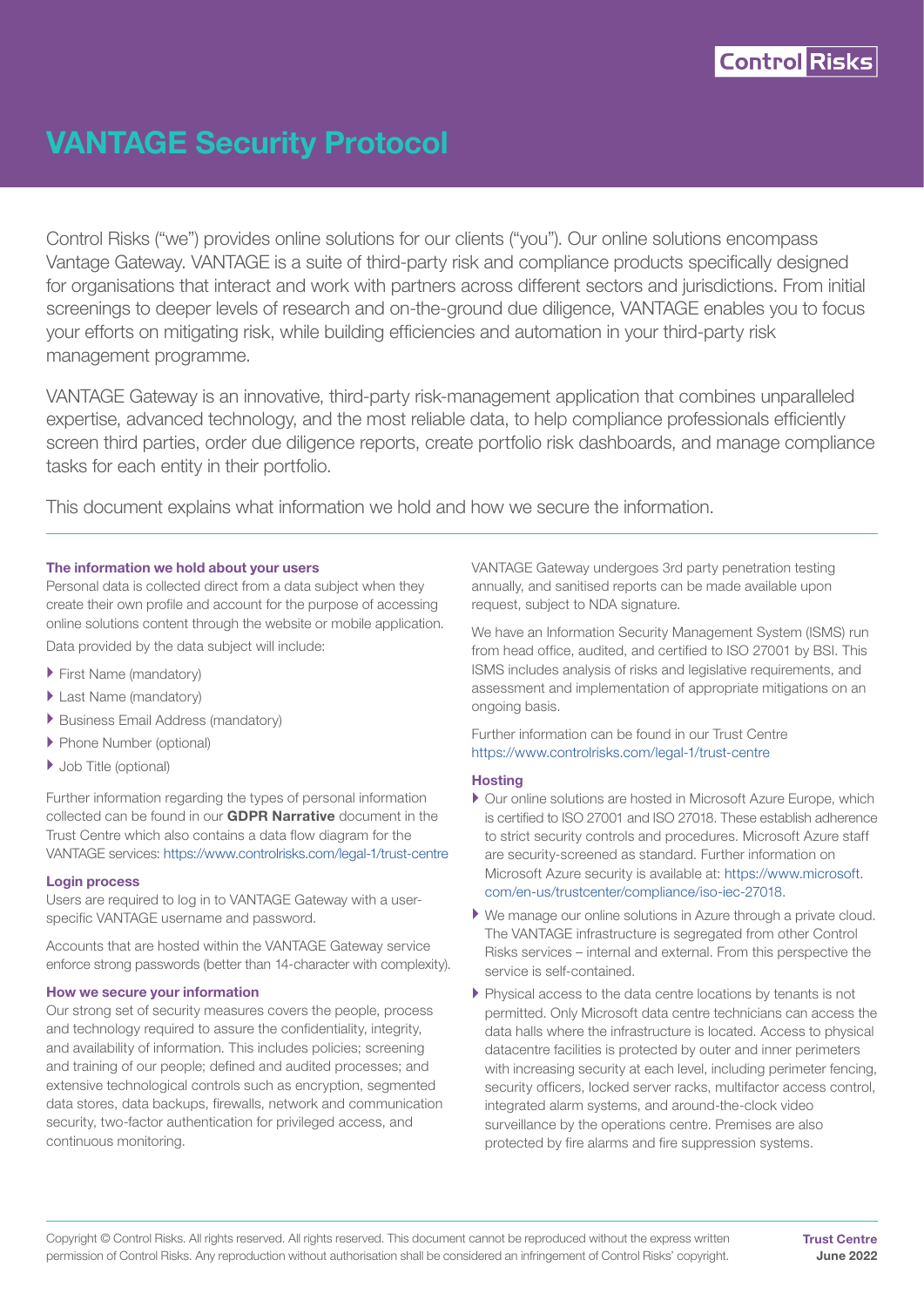# VANTAGE Security Protocol

Control Risks ("we") provides online solutions for our clients ("you"). Our online solutions encompass Vantage Gateway. VANTAGE is a suite of third-party risk and compliance products specifically designed for organisations that interact and work with partners across different sectors and jurisdictions. From initial screenings to deeper levels of research and on-the-ground due diligence, VANTAGE enables you to focus your efforts on mitigating risk, while building efficiencies and automation in your third-party risk management programme.

VANTAGE Gateway is an innovative, third-party risk-management application that combines unparalleled expertise, advanced technology, and the most reliable data, to help compliance professionals efficiently screen third parties, order due diligence reports, create portfolio risk dashboards, and manage compliance tasks for each entity in their portfolio.

This document explains what information we hold and how we secure the information.

### The information we hold about your users

Personal data is collected direct from a data subject when they create their own profile and account for the purpose of accessing online solutions content through the website or mobile application.

Data provided by the data subject will include:

- First Name (mandatory)
- Last Name (mandatory)
- Business Email Address (mandatory)
- Phone Number (optional)
- Job Title (optional)

Further information regarding the types of personal information collected can be found in our **GDPR Narrative** document in the Trust Centre which also contains a data flow diagram for the VANTAGE services: https://www.controlrisks.com/legal-1/trust-centre

### Login process

Users are required to log in to VANTAGE Gateway with a user-specific VANTAGE username and password.

Accounts that are hosted within the VANTAGE Gateway service enforce strong passwords (better than 14-character with complexity).

### How we secure your information

Our strong set of security measures covers the people, process and technology required to assure the confidentiality, integrity, and availability of information. This includes policies; screening and training of our people; defined and audited processes; and extensive technological controls such as encryption, segmented data stores, data backups, firewalls, network and communication security, two-factor authentication for privileged access, and continuous monitoring.

VANTAGE Gateway undergoes 3rd party penetration testing annually, and sanitised reports can be made available upon request, subject to NDA signature.

We have an Information Security Management System (ISMS) run from head office, audited, and certified to ISO 27001 by BSI. This ISMS includes analysis of risks and legislative requirements, and assessment and implementation of appropriate mitigations on an ongoing basis.

Further information can be found in our Trust Centre https://www.controlrisks.com/legal-1/trust-centre

### Hosting

- Our online solutions are hosted in Microsoft Azure Europe, which is certified to ISO 27001 and ISO 27018. These establish adherence to strict security controls and procedures. Microsoft Azure staff are security-screened as standard. Further information on Microsoft Azure security is available at: https://www.microsoft.com/en-us/trustcenter/compliance/iso-iec-27018.
- We manage our online solutions in Azure through a private cloud. The VANTAGE infrastructure is segregated from other Control Risks services – internal and external. From this perspective the service is self-contained.
- Physical access to the data centre locations by tenants is not permitted. Only Microsoft data centre technicians can access the data halls where the infrastructure is located. Access to physical datacentre facilities is protected by outer and inner perimeters with increasing security at each level, including perimeter fencing, security officers, locked server racks, multifactor access control, integrated alarm systems, and around-the-clock video surveillance by the operations centre. Premises are also protected by fire alarms and fire suppression systems.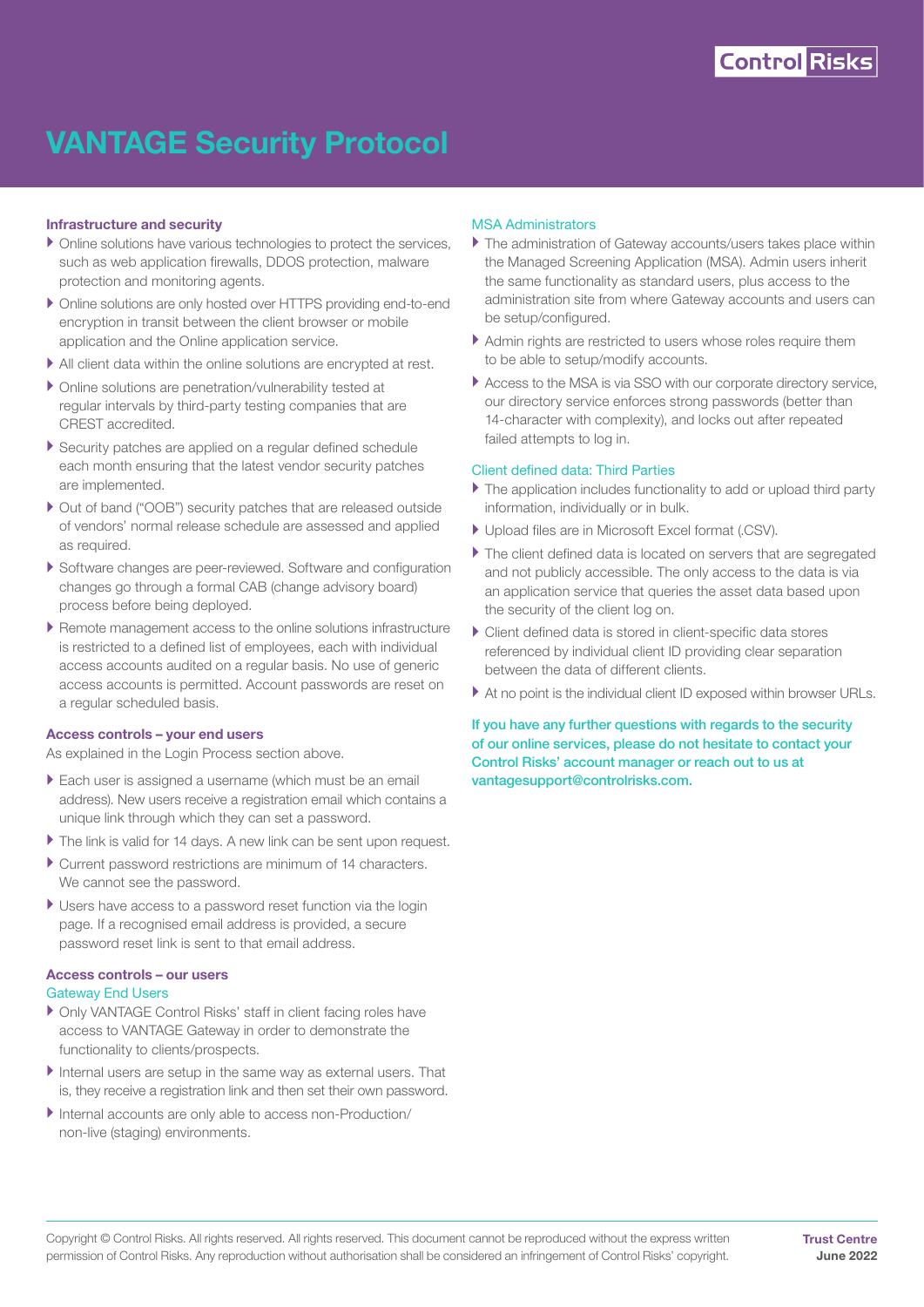# VANTAGE Security Protocol

### Infrastructure and security

- Online solutions have various technologies to protect the services, such as web application firewalls, DDOS protection, malware protection and monitoring agents.
- Online solutions are only hosted over HTTPS providing end-to-end encryption in transit between the client browser or mobile application and the Online application service.
- All client data within the online solutions are encrypted at rest.
- Online solutions are penetration/vulnerability tested at regular intervals by third-party testing companies that are CREST accredited.
- Security patches are applied on a regular defined schedule each month ensuring that the latest vendor security patches are implemented.
- Out of band ("OOB") security patches that are released outside of vendors' normal release schedule are assessed and applied as required.
- Software changes are peer-reviewed. Software and configuration changes go through a formal CAB (change advisory board) process before being deployed.
- Remote management access to the online solutions infrastructure is restricted to a defined list of employees, each with individual access accounts audited on a regular basis. No use of generic access accounts is permitted. Account passwords are reset on a regular scheduled basis.

### Access controls – your end users

As explained in the Login Process section above.

- Each user is assigned a username (which must be an email address). New users receive a registration email which contains a unique link through which they can set a password.
- The link is valid for 14 days. A new link can be sent upon request.
- Current password restrictions are minimum of 14 characters. We cannot see the password.
- Users have access to a password reset function via the login page. If a recognised email address is provided, a secure password reset link is sent to that email address.

### Access controls – our users

#### Gateway End Users

- Only VANTAGE Control Risks' staff in client facing roles have access to VANTAGE Gateway in order to demonstrate the functionality to clients/prospects.
- Internal users are setup in the same way as external users. That is, they receive a registration link and then set their own password.
- Internal accounts are only able to access non-Production/ non-live (staging) environments.

#### MSA Administrators

- The administration of Gateway accounts/users takes place within the Managed Screening Application (MSA). Admin users inherit the same functionality as standard users, plus access to the administration site from where Gateway accounts and users can be setup/configured.
- Admin rights are restricted to users whose roles require them to be able to setup/modify accounts.
- Access to the MSA is via SSO with our corporate directory service, our directory service enforces strong passwords (better than 14-character with complexity), and locks out after repeated failed attempts to log in.

#### Client defined data: Third Parties

- The application includes functionality to add or upload third party information, individually or in bulk.
- Upload files are in Microsoft Excel format (.CSV).
- The client defined data is located on servers that are segregated and not publicly accessible. The only access to the data is via an application service that queries the asset data based upon the security of the client log on.
- Client defined data is stored in client-specific data stores referenced by individual client ID providing clear separation between the data of different clients.
- At no point is the individual client ID exposed within browser URLs.

**If you have any further questions with regards to the security of our online services, please do not hesitate to contact your Control Risks' account manager or reach out to us at vantagesupport@controlrisks.com.**

Copyright © Control Risks. All rights reserved. All rights reserved. This document cannot be reproduced without the express written permission of Control Risks. Any reproduction without authorisation shall be considered an infringement of Control Risks' copyright.

**Trust Centre**
**June 2022**